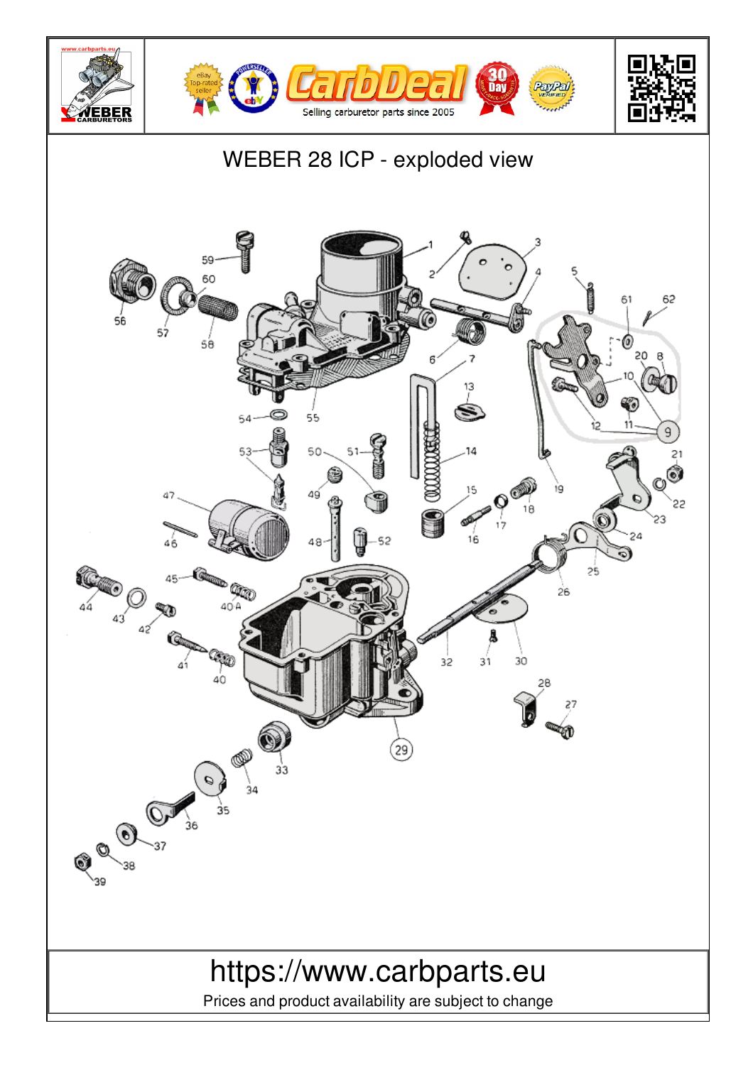# WEBER 28 ICP - exploded view

https://www.carbparts.eu

Prices and product availability are subject to change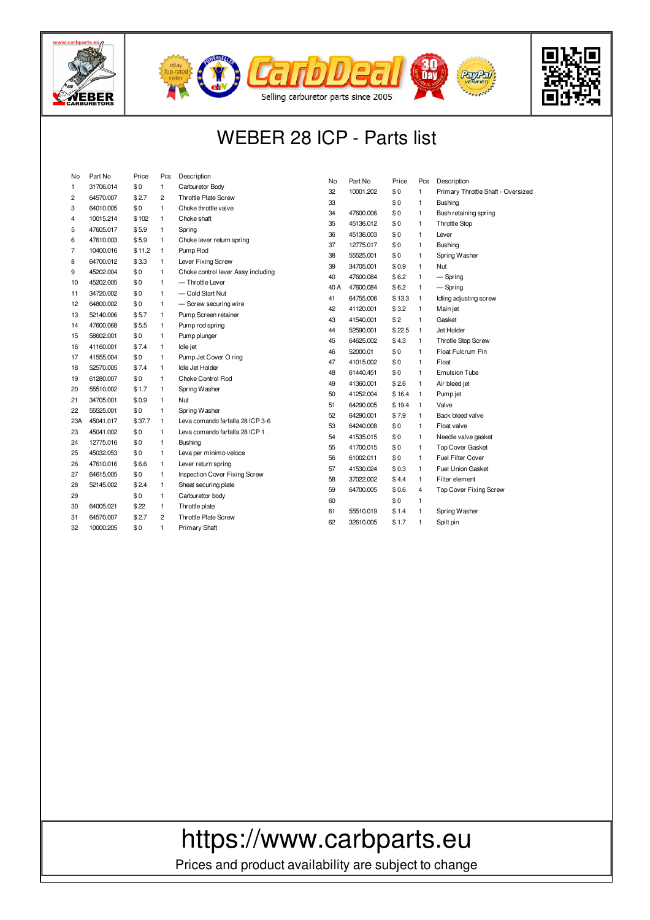# WEBER 28 ICP - Parts list

| No | Part No | Price | Pcs | Description |
|---|---|---|---|---|
| 1 | 31706.014 | $ 0 | 1 | Carburetor Body |
| 2 | 64570.007 | $ 2.7 | 2 | Throttle Plate Screw |
| 3 | 64010.005 | $ 0 | 1 | Choke throttle valve |
| 4 | 10015.214 | $ 102 | 1 | Choke shaft |
| 5 | 47605.017 | $ 5.9 | 1 | Spring |
| 6 | 47610.003 | $ 5.9 | 1 | Choke lever return spring |
| 7 | 10400.016 | $ 11.2 | 1 | Pump Rod |
| 8 | 64700.012 | $ 3.3 | 1 | Lever Fixing Screw |
| 9 | 45202.004 | $ 0 | 1 | Choke control lever Assy including |
| 10 | 45202.005 | $ 0 | 1 | — Throttle Lever |
| 11 | 34720.002 | $ 0 | 1 | — Cold Start Nut |
| 12 | 64800.002 | $ 0 | 1 | — Screw securing wire |
| 13 | 52140.006 | $ 5.7 | 1 | Pump Screen retainer |
| 14 | 47600.068 | $ 5.5 | 1 | Pump rod spring |
| 15 | 58602.001 | $ 0 | 1 | Pump plunger |
| 16 | 41160.001 | $ 7.4 | 1 | Idle jet |
| 17 | 41555.004 | $ 0 | 1 | Pump Jet Cover O ring |
| 18 | 52570.005 | $ 7.4 | 1 | Idle Jet Holder |
| 19 | 61280.007 | $ 0 | 1 | Choke Control Rod |
| 20 | 55510.002 | $ 1.7 | 1 | Spring Washer |
| 21 | 34705.001 | $ 0.9 | 1 | Nut |
| 22 | 55525.001 | $ 0 | 1 | Spring Washer |
| 23A | 45041.017 | $ 37.7 | 1 | Leva comando farfalla 28 ICP 3-6 |
| 23 | 45041.002 | $ 0 | 1 | Leva comando farfalla 28 ICP 1 . |
| 24 | 12775.016 | $ 0 | 1 | Bushing |
| 25 | 45032.053 | $ 0 | 1 | Leva per minimo veloce |
| 26 | 47610.016 | $ 6.6 | 1 | Lever return spring |
| 27 | 64615.005 | $ 0 | 1 | Inspection Cover Fixing Screw |
| 28 | 52145.002 | $ 2.4 | 1 | Sheat securing plate |
| 29 | | $ 0 | 1 | Carburettor body |
| 30 | 64005.021 | $ 22 | 1 | Throttle plate |
| 31 | 64570.007 | $ 2.7 | 2 | Throttle Plate Screw |
| 32 | 10000.205 | $ 0 | 1 | Primary Shaft |

| No | Part No | Price | Pcs | Description |
|---|---|---|---|---|
| 32 | 10001.202 | $ 0 | 1 | Primary Throttle Shaft - Oversized |
| 33 | | $ 0 | 1 | Bushing |
| 34 | 47600.006 | $ 0 | 1 | Bush retaining spring |
| 35 | 45136.012 | $ 0 | 1 | Throttle Stop |
| 36 | 45136.003 | $ 0 | 1 | Lever |
| 37 | 12775.017 | $ 0 | 1 | Bushing |
| 38 | 55525.001 | $ 0 | 1 | Spring Washer |
| 39 | 34705.001 | $ 0.9 | 1 | Nut |
| 40 | 47600.084 | $ 6.2 | 1 | — Spring |
| 40 A | 47600.084 | $ 6.2 | 1 | — Spring |
| 41 | 64755.006 | $ 13.3 | 1 | Idling adjusting screw |
| 42 | 41120.001 | $ 3.2 | 1 | Main jet |
| 43 | 41540.001 | $ 2 | 1 | Gasket |
| 44 | 52590.001 | $ 22.5 | 1 | Jet Holder |
| 45 | 64625.002 | $ 4.3 | 1 | Throttle Stop Screw |
| 46 | 52000.01 | $ 0 | 1 | Float Fulcrum Pin |
| 47 | 41015.002 | $ 0 | 1 | Float |
| 48 | 61440.451 | $ 0 | 1 | Emulsion Tube |
| 49 | 41360.001 | $ 2.6 | 1 | Air bleed jet |
| 50 | 41252.004 | $ 16.4 | 1 | Pump jet |
| 51 | 64290.005 | $ 19.4 | 1 | Valve |
| 52 | 64290.001 | $ 7.9 | 1 | Back bleed valve |
| 53 | 64240.008 | $ 0 | 1 | Float valve |
| 54 | 41535.015 | $ 0 | 1 | Needle valve gasket |
| 55 | 41700.015 | $ 0 | 1 | Top Cover Gasket |
| 56 | 61002.011 | $ 0 | 1 | Fuel Filter Cover |
| 57 | 41530.024 | $ 0.3 | 1 | Fuel Union Gasket |
| 58 | 37022.002 | $ 4.4 | 1 | Filter element |
| 59 | 64700.005 | $ 0.6 | 4 | Top Cover Fixing Screw |
| 60 | | $ 0 | 1 | |
| 61 | 55510.019 | $ 1.4 | 1 | Spring Washer |
| 62 | 32610.005 | $ 1.7 | 1 | Spilt pin |

https://www.carbparts.eu

Prices and product availability are subject to change